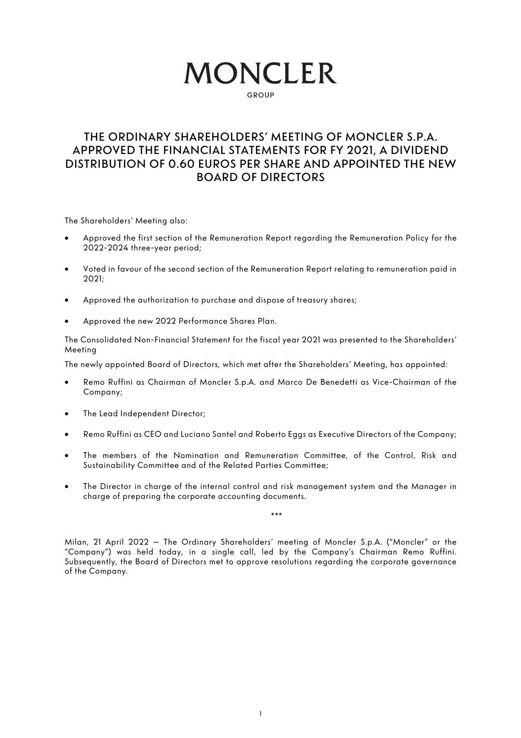# MONCLER

GROUP

## THE ORDINARY SHAREHOLDERS' MEETING OF MONCLER S.P.A. APPROVED THE FINANCIAL STATEMENTS FOR FY 2021, A DIVIDEND DISTRIBUTION OF 0.60 EUROS PER SHARE AND APPOINTED THE NEW BOARD OF DIRECTORS

The Shareholders' Meeting also:

- Approved the first section of the Remuneration Report regarding the Remuneration Policy for the 2022-2024 three-year period;
- Voted in favour of the second section of the Remuneration Report relating to remuneration paid in 2021;
- Approved the authorization to purchase and dispose of treasury shares;
- Approved the new 2022 Performance Shares Plan.

The Consolidated Non-Financial Statement for the fiscal year 2021 was presented to the Shareholders' Meeting

The newly appointed Board of Directors, which met after the Shareholders' Meeting, has appointed:

- Remo Ruffini as Chairman of Moncler S.p.A. and Marco De Benedetti as Vice-Chairman of the Company;
- The Lead Independent Director;
- Remo Ruffini as CEO and Luciano Santel and Roberto Eggs as Executive Directors of the Company;
- The members of the Nomination and Remuneration Committee, of the Control, Risk and Sustainability Committee and of the Related Parties Committee;
- The Director in charge of the internal control and risk management system and the Manager in charge of preparing the corporate accounting documents.

***

Milan, 21 April 2022 – The Ordinary Shareholders' meeting of Moncler S.p.A. ("Moncler" or the "Company") was held today, in a single call, led by the Company's Chairman Remo Ruffini. Subsequently, the Board of Directors met to approve resolutions regarding the corporate governance of the Company.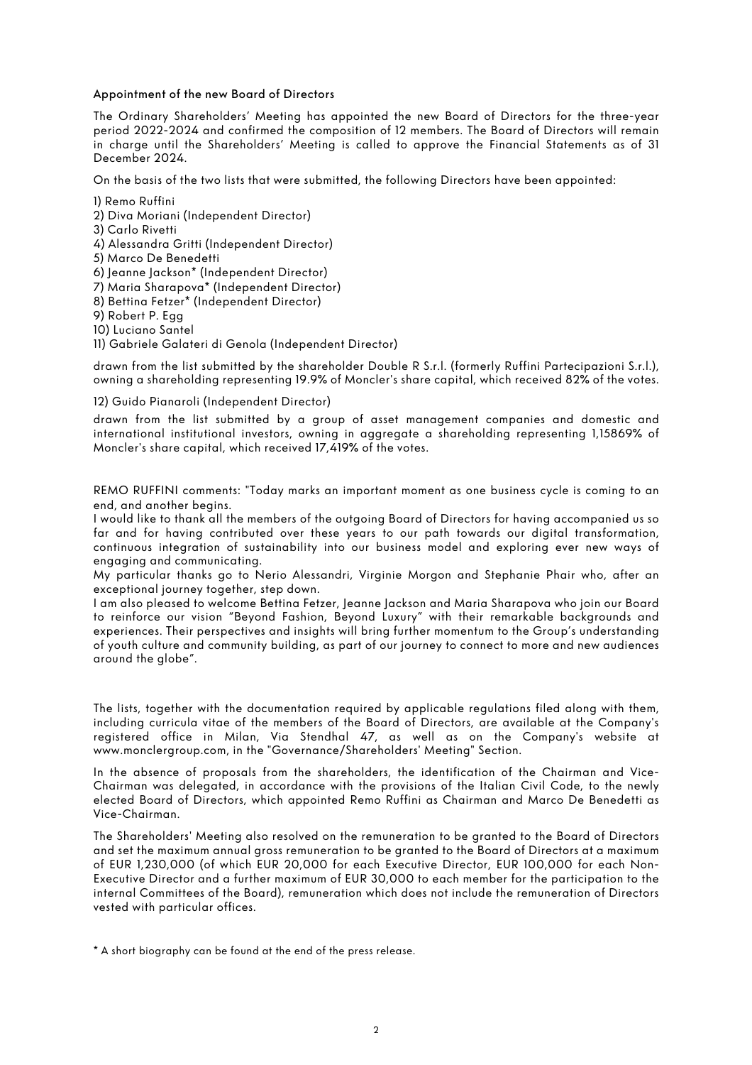### Appointment of the new Board of Directors

The Ordinary Shareholders' Meeting has appointed the new Board of Directors for the three-year period 2022-2024 and confirmed the composition of 12 members. The Board of Directors will remain in charge until the Shareholders' Meeting is called to approve the Financial Statements as of 31 December 2024.

On the basis of the two lists that were submitted, the following Directors have been appointed:

1) Remo Ruffini
2) Diva Moriani (Independent Director)
3) Carlo Rivetti
4) Alessandra Gritti (Independent Director)
5) Marco De Benedetti
6) Jeanne Jackson* (Independent Director)
7) Maria Sharapova* (Independent Director)
8) Bettina Fetzer* (Independent Director)
9) Robert P. Egg
10) Luciano Santel
11) Gabriele Galateri di Genola (Independent Director)

drawn from the list submitted by the shareholder Double R S.r.l. (formerly Ruffini Partecipazioni S.r.l.), owning a shareholding representing 19.9% of Moncler's share capital, which received 82% of the votes.

12) Guido Pianaroli (Independent Director)

drawn from the list submitted by a group of asset management companies and domestic and international institutional investors, owning in aggregate a shareholding representing 1,15869% of Moncler's share capital, which received 17,419% of the votes.

REMO RUFFINI comments: "Today marks an important moment as one business cycle is coming to an end, and another begins.
I would like to thank all the members of the outgoing Board of Directors for having accompanied us so far and for having contributed over these years to our path towards our digital transformation, continuous integration of sustainability into our business model and exploring ever new ways of engaging and communicating.
My particular thanks go to Nerio Alessandri, Virginie Morgon and Stephanie Phair who, after an exceptional journey together, step down.
I am also pleased to welcome Bettina Fetzer, Jeanne Jackson and Maria Sharapova who join our Board to reinforce our vision "Beyond Fashion, Beyond Luxury" with their remarkable backgrounds and experiences. Their perspectives and insights will bring further momentum to the Group's understanding of youth culture and community building, as part of our journey to connect to more and new audiences around the globe".

The lists, together with the documentation required by applicable regulations filed along with them, including curricula vitae of the members of the Board of Directors, are available at the Company's registered office in Milan, Via Stendhal 47, as well as on the Company's website at www.monclergroup.com, in the "Governance/Shareholders' Meeting" Section.

In the absence of proposals from the shareholders, the identification of the Chairman and Vice-Chairman was delegated, in accordance with the provisions of the Italian Civil Code, to the newly elected Board of Directors, which appointed Remo Ruffini as Chairman and Marco De Benedetti as Vice-Chairman.

The Shareholders' Meeting also resolved on the remuneration to be granted to the Board of Directors and set the maximum annual gross remuneration to be granted to the Board of Directors at a maximum of EUR 1,230,000 (of which EUR 20,000 for each Executive Director, EUR 100,000 for each Non-Executive Director and a further maximum of EUR 30,000 to each member for the participation to the internal Committees of the Board), remuneration which does not include the remuneration of Directors vested with particular offices.

* A short biography can be found at the end of the press release.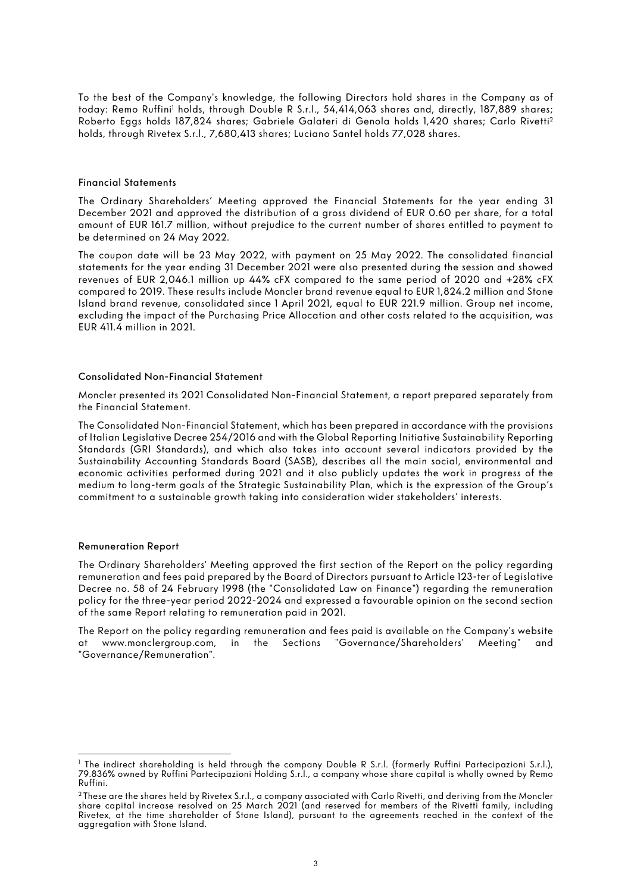To the best of the Company's knowledge, the following Directors hold shares in the Company as of today: Remo Ruffini[1] holds, through Double R S.r.l., 54,414,063 shares and, directly, 187,889 shares; Roberto Eggs holds 187,824 shares; Gabriele Galateri di Genola holds 1,420 shares; Carlo Rivetti[2] holds, through Rivetex S.r.l., 7,680,413 shares; Luciano Santel holds 77,028 shares.

## Financial Statements

The Ordinary Shareholders' Meeting approved the Financial Statements for the year ending 31 December 2021 and approved the distribution of a gross dividend of EUR 0.60 per share, for a total amount of EUR 161.7 million, without prejudice to the current number of shares entitled to payment to be determined on 24 May 2022.

The coupon date will be 23 May 2022, with payment on 25 May 2022. The consolidated financial statements for the year ending 31 December 2021 were also presented during the session and showed revenues of EUR 2,046.1 million up 44% cFX compared to the same period of 2020 and +28% cFX compared to 2019. These results include Moncler brand revenue equal to EUR 1,824.2 million and Stone Island brand revenue, consolidated since 1 April 2021, equal to EUR 221.9 million. Group net income, excluding the impact of the Purchasing Price Allocation and other costs related to the acquisition, was EUR 411.4 million in 2021.

## Consolidated Non-Financial Statement

Moncler presented its 2021 Consolidated Non-Financial Statement, a report prepared separately from the Financial Statement.

The Consolidated Non-Financial Statement, which has been prepared in accordance with the provisions of Italian Legislative Decree 254/2016 and with the Global Reporting Initiative Sustainability Reporting Standards (GRI Standards), and which also takes into account several indicators provided by the Sustainability Accounting Standards Board (SASB), describes all the main social, environmental and economic activities performed during 2021 and it also publicly updates the work in progress of the medium to long-term goals of the Strategic Sustainability Plan, which is the expression of the Group's commitment to a sustainable growth taking into consideration wider stakeholders' interests.

## Remuneration Report

The Ordinary Shareholders' Meeting approved the first section of the Report on the policy regarding remuneration and fees paid prepared by the Board of Directors pursuant to Article 123-ter of Legislative Decree no. 58 of 24 February 1998 (the "Consolidated Law on Finance") regarding the remuneration policy for the three-year period 2022-2024 and expressed a favourable opinion on the second section of the same Report relating to remuneration paid in 2021.

The Report on the policy regarding remuneration and fees paid is available on the Company's website at www.monclergroup.com, in the Sections "Governance/Shareholders' Meeting" and "Governance/Remuneration".

---

[1] The indirect shareholding is held through the company Double R S.r.l. (formerly Ruffini Partecipazioni S.r.l.), 79.836% owned by Ruffini Partecipazioni Holding S.r.l., a company whose share capital is wholly owned by Remo Ruffini.

[2] These are the shares held by Rivetex S.r.l., a company associated with Carlo Rivetti, and deriving from the Moncler share capital increase resolved on 25 March 2021 (and reserved for members of the Rivetti family, including Rivetex, at the time shareholder of Stone Island), pursuant to the agreements reached in the context of the aggregation with Stone Island.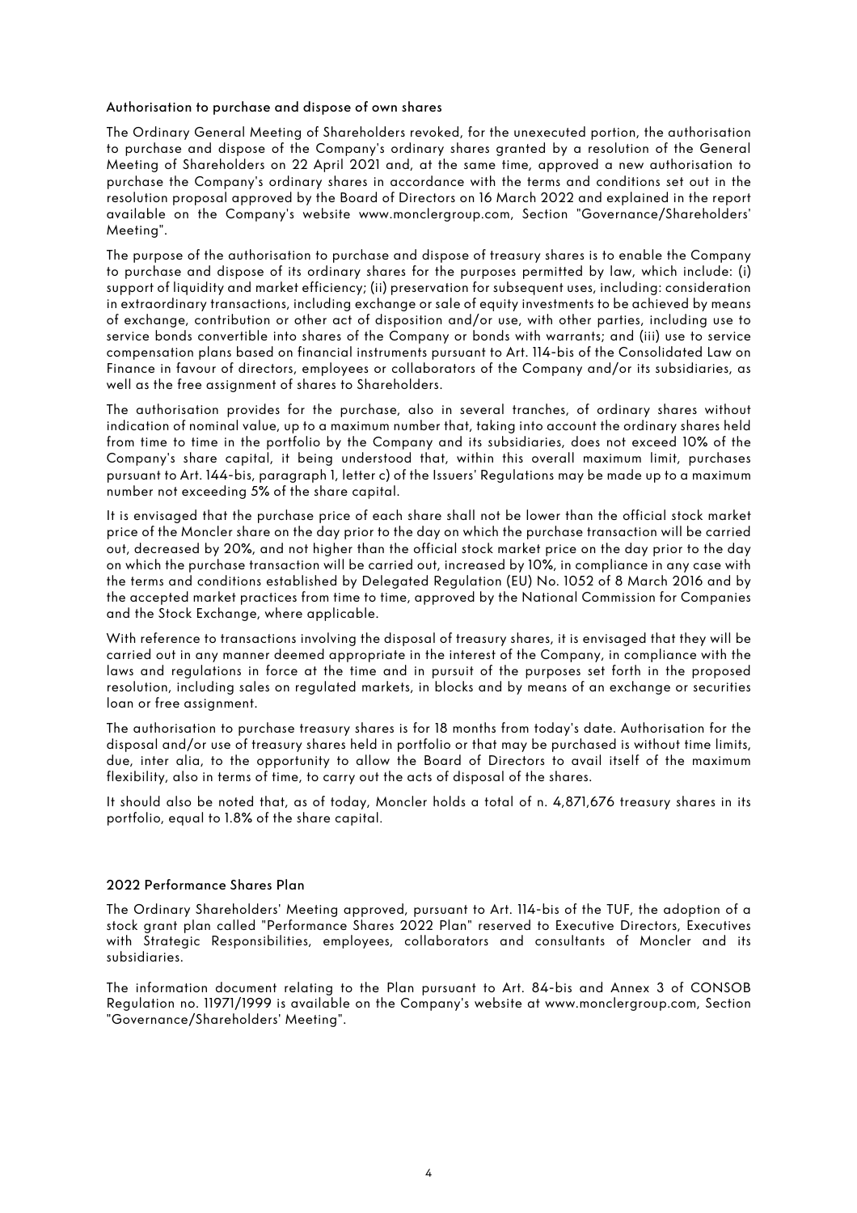## Authorisation to purchase and dispose of own shares

The Ordinary General Meeting of Shareholders revoked, for the unexecuted portion, the authorisation to purchase and dispose of the Company's ordinary shares granted by a resolution of the General Meeting of Shareholders on 22 April 2021 and, at the same time, approved a new authorisation to purchase the Company's ordinary shares in accordance with the terms and conditions set out in the resolution proposal approved by the Board of Directors on 16 March 2022 and explained in the report available on the Company's website www.monclergroup.com, Section "Governance/Shareholders' Meeting".

The purpose of the authorisation to purchase and dispose of treasury shares is to enable the Company to purchase and dispose of its ordinary shares for the purposes permitted by law, which include: (i) support of liquidity and market efficiency; (ii) preservation for subsequent uses, including: consideration in extraordinary transactions, including exchange or sale of equity investments to be achieved by means of exchange, contribution or other act of disposition and/or use, with other parties, including use to service bonds convertible into shares of the Company or bonds with warrants; and (iii) use to service compensation plans based on financial instruments pursuant to Art. 114-bis of the Consolidated Law on Finance in favour of directors, employees or collaborators of the Company and/or its subsidiaries, as well as the free assignment of shares to Shareholders.

The authorisation provides for the purchase, also in several tranches, of ordinary shares without indication of nominal value, up to a maximum number that, taking into account the ordinary shares held from time to time in the portfolio by the Company and its subsidiaries, does not exceed 10% of the Company's share capital, it being understood that, within this overall maximum limit, purchases pursuant to Art. 144-bis, paragraph 1, letter c) of the Issuers' Regulations may be made up to a maximum number not exceeding 5% of the share capital.

It is envisaged that the purchase price of each share shall not be lower than the official stock market price of the Moncler share on the day prior to the day on which the purchase transaction will be carried out, decreased by 20%, and not higher than the official stock market price on the day prior to the day on which the purchase transaction will be carried out, increased by 10%, in compliance in any case with the terms and conditions established by Delegated Regulation (EU) No. 1052 of 8 March 2016 and by the accepted market practices from time to time, approved by the National Commission for Companies and the Stock Exchange, where applicable.

With reference to transactions involving the disposal of treasury shares, it is envisaged that they will be carried out in any manner deemed appropriate in the interest of the Company, in compliance with the laws and regulations in force at the time and in pursuit of the purposes set forth in the proposed resolution, including sales on regulated markets, in blocks and by means of an exchange or securities loan or free assignment.

The authorisation to purchase treasury shares is for 18 months from today's date. Authorisation for the disposal and/or use of treasury shares held in portfolio or that may be purchased is without time limits, due, inter alia, to the opportunity to allow the Board of Directors to avail itself of the maximum flexibility, also in terms of time, to carry out the acts of disposal of the shares.

It should also be noted that, as of today, Moncler holds a total of n. 4,871,676 treasury shares in its portfolio, equal to 1.8% of the share capital.

## 2022 Performance Shares Plan

The Ordinary Shareholders' Meeting approved, pursuant to Art. 114-bis of the TUF, the adoption of a stock grant plan called "Performance Shares 2022 Plan" reserved to Executive Directors, Executives with Strategic Responsibilities, employees, collaborators and consultants of Moncler and its subsidiaries.

The information document relating to the Plan pursuant to Art. 84-bis and Annex 3 of CONSOB Regulation no. 11971/1999 is available on the Company's website at www.monclergroup.com, Section "Governance/Shareholders' Meeting".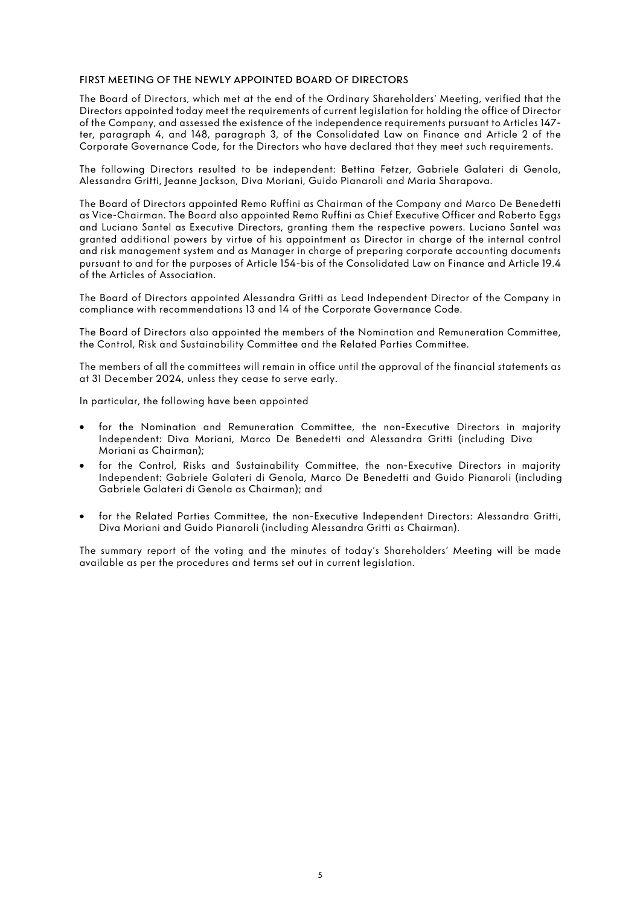### FIRST MEETING OF THE NEWLY APPOINTED BOARD OF DIRECTORS

The Board of Directors, which met at the end of the Ordinary Shareholders' Meeting, verified that the Directors appointed today meet the requirements of current legislation for holding the office of Director of the Company, and assessed the existence of the independence requirements pursuant to Articles 147-ter, paragraph 4, and 148, paragraph 3, of the Consolidated Law on Finance and Article 2 of the Corporate Governance Code, for the Directors who have declared that they meet such requirements.

The following Directors resulted to be independent: Bettina Fetzer, Gabriele Galateri di Genola, Alessandra Gritti, Jeanne Jackson, Diva Moriani, Guido Pianaroli and Maria Sharapova.

The Board of Directors appointed Remo Ruffini as Chairman of the Company and Marco De Benedetti as Vice-Chairman. The Board also appointed Remo Ruffini as Chief Executive Officer and Roberto Eggs and Luciano Santel as Executive Directors, granting them the respective powers. Luciano Santel was granted additional powers by virtue of his appointment as Director in charge of the internal control and risk management system and as Manager in charge of preparing corporate accounting documents pursuant to and for the purposes of Article 154-bis of the Consolidated Law on Finance and Article 19.4 of the Articles of Association.

The Board of Directors appointed Alessandra Gritti as Lead Independent Director of the Company in compliance with recommendations 13 and 14 of the Corporate Governance Code.

The Board of Directors also appointed the members of the Nomination and Remuneration Committee, the Control, Risk and Sustainability Committee and the Related Parties Committee.

The members of all the committees will remain in office until the approval of the financial statements as at 31 December 2024, unless they cease to serve early.

In particular, the following have been appointed

- for the Nomination and Remuneration Committee, the non-Executive Directors in majority Independent: Diva Moriani, Marco De Benedetti and Alessandra Gritti (including Diva Moriani as Chairman);
- for the Control, Risks and Sustainability Committee, the non-Executive Directors in majority Independent: Gabriele Galateri di Genola, Marco De Benedetti and Guido Pianaroli (including Gabriele Galateri di Genola as Chairman); and
- for the Related Parties Committee, the non-Executive Independent Directors: Alessandra Gritti, Diva Moriani and Guido Pianaroli (including Alessandra Gritti as Chairman).

The summary report of the voting and the minutes of today's Shareholders' Meeting will be made available as per the procedures and terms set out in current legislation.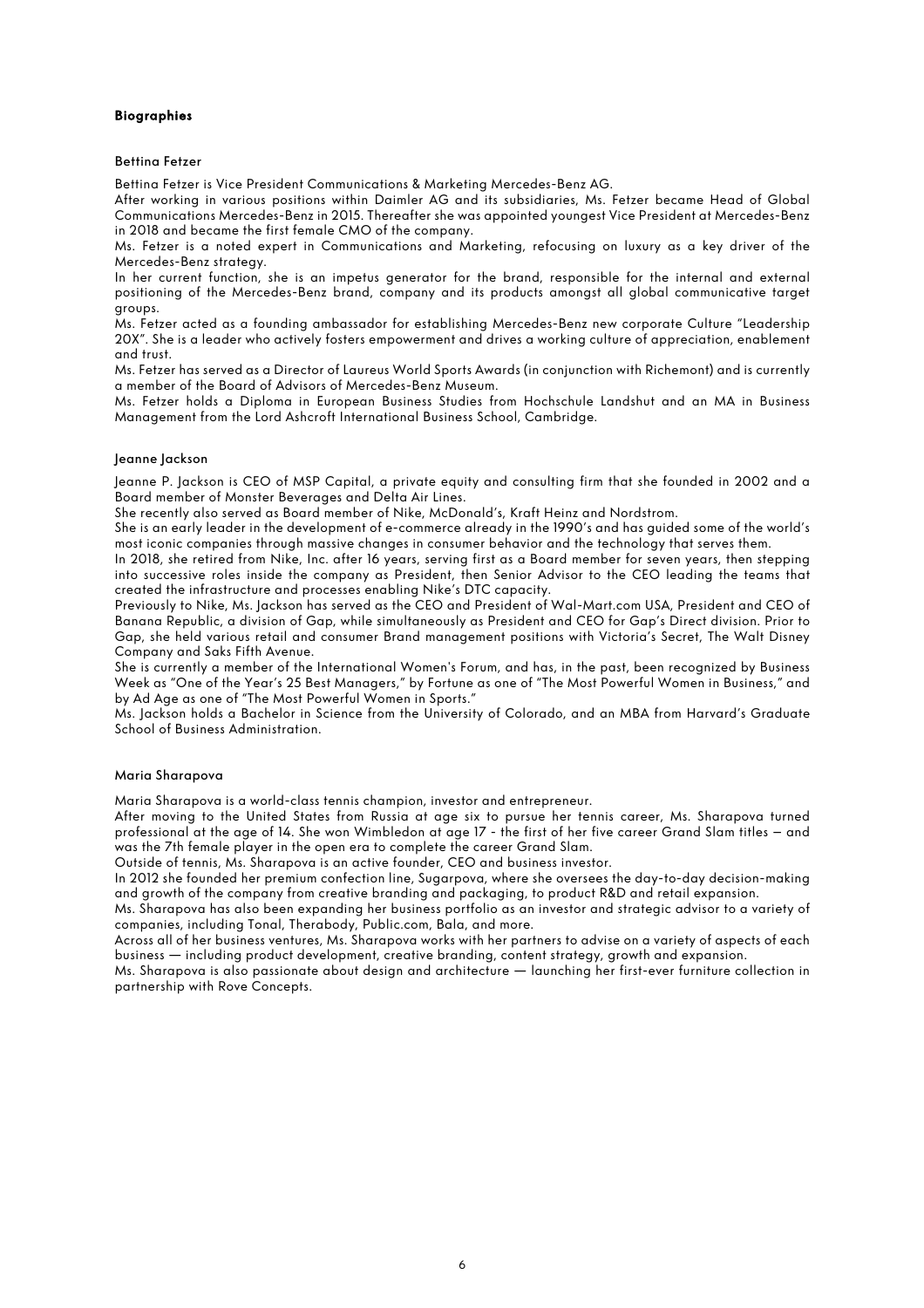## Biographies

### Bettina Fetzer

Bettina Fetzer is Vice President Communications & Marketing Mercedes-Benz AG.

After working in various positions within Daimler AG and its subsidiaries, Ms. Fetzer became Head of Global Communications Mercedes-Benz in 2015. Thereafter she was appointed youngest Vice President at Mercedes-Benz in 2018 and became the first female CMO of the company.

Ms. Fetzer is a noted expert in Communications and Marketing, refocusing on luxury as a key driver of the Mercedes-Benz strategy.

In her current function, she is an impetus generator for the brand, responsible for the internal and external positioning of the Mercedes-Benz brand, company and its products amongst all global communicative target groups.

Ms. Fetzer acted as a founding ambassador for establishing Mercedes-Benz new corporate Culture "Leadership 20X". She is a leader who actively fosters empowerment and drives a working culture of appreciation, enablement and trust.

Ms. Fetzer has served as a Director of Laureus World Sports Awards (in conjunction with Richemont) and is currently a member of the Board of Advisors of Mercedes-Benz Museum.

Ms. Fetzer holds a Diploma in European Business Studies from Hochschule Landshut and an MA in Business Management from the Lord Ashcroft International Business School, Cambridge.

### Jeanne Jackson

Jeanne P. Jackson is CEO of MSP Capital, a private equity and consulting firm that she founded in 2002 and a Board member of Monster Beverages and Delta Air Lines.

She recently also served as Board member of Nike, McDonald's, Kraft Heinz and Nordstrom.

She is an early leader in the development of e-commerce already in the 1990's and has guided some of the world's most iconic companies through massive changes in consumer behavior and the technology that serves them.

In 2018, she retired from Nike, Inc. after 16 years, serving first as a Board member for seven years, then stepping into successive roles inside the company as President, then Senior Advisor to the CEO leading the teams that created the infrastructure and processes enabling Nike's DTC capacity.

Previously to Nike, Ms. Jackson has served as the CEO and President of Wal-Mart.com USA, President and CEO of Banana Republic, a division of Gap, while simultaneously as President and CEO for Gap's Direct division. Prior to Gap, she held various retail and consumer Brand management positions with Victoria's Secret, The Walt Disney Company and Saks Fifth Avenue.

She is currently a member of the International Women's Forum, and has, in the past, been recognized by Business Week as "One of the Year's 25 Best Managers," by Fortune as one of "The Most Powerful Women in Business," and by Ad Age as one of "The Most Powerful Women in Sports."

Ms. Jackson holds a Bachelor in Science from the University of Colorado, and an MBA from Harvard's Graduate School of Business Administration.

### Maria Sharapova

Maria Sharapova is a world-class tennis champion, investor and entrepreneur.

After moving to the United States from Russia at age six to pursue her tennis career, Ms. Sharapova turned professional at the age of 14. She won Wimbledon at age 17 - the first of her five career Grand Slam titles – and was the 7th female player in the open era to complete the career Grand Slam.

Outside of tennis, Ms. Sharapova is an active founder, CEO and business investor.

In 2012 she founded her premium confection line, Sugarpova, where she oversees the day-to-day decision-making and growth of the company from creative branding and packaging, to product R&D and retail expansion.

Ms. Sharapova has also been expanding her business portfolio as an investor and strategic advisor to a variety of companies, including Tonal, Therabody, Public.com, Bala, and more.

Across all of her business ventures, Ms. Sharapova works with her partners to advise on a variety of aspects of each business — including product development, creative branding, content strategy, growth and expansion.

Ms. Sharapova is also passionate about design and architecture — launching her first-ever furniture collection in partnership with Rove Concepts.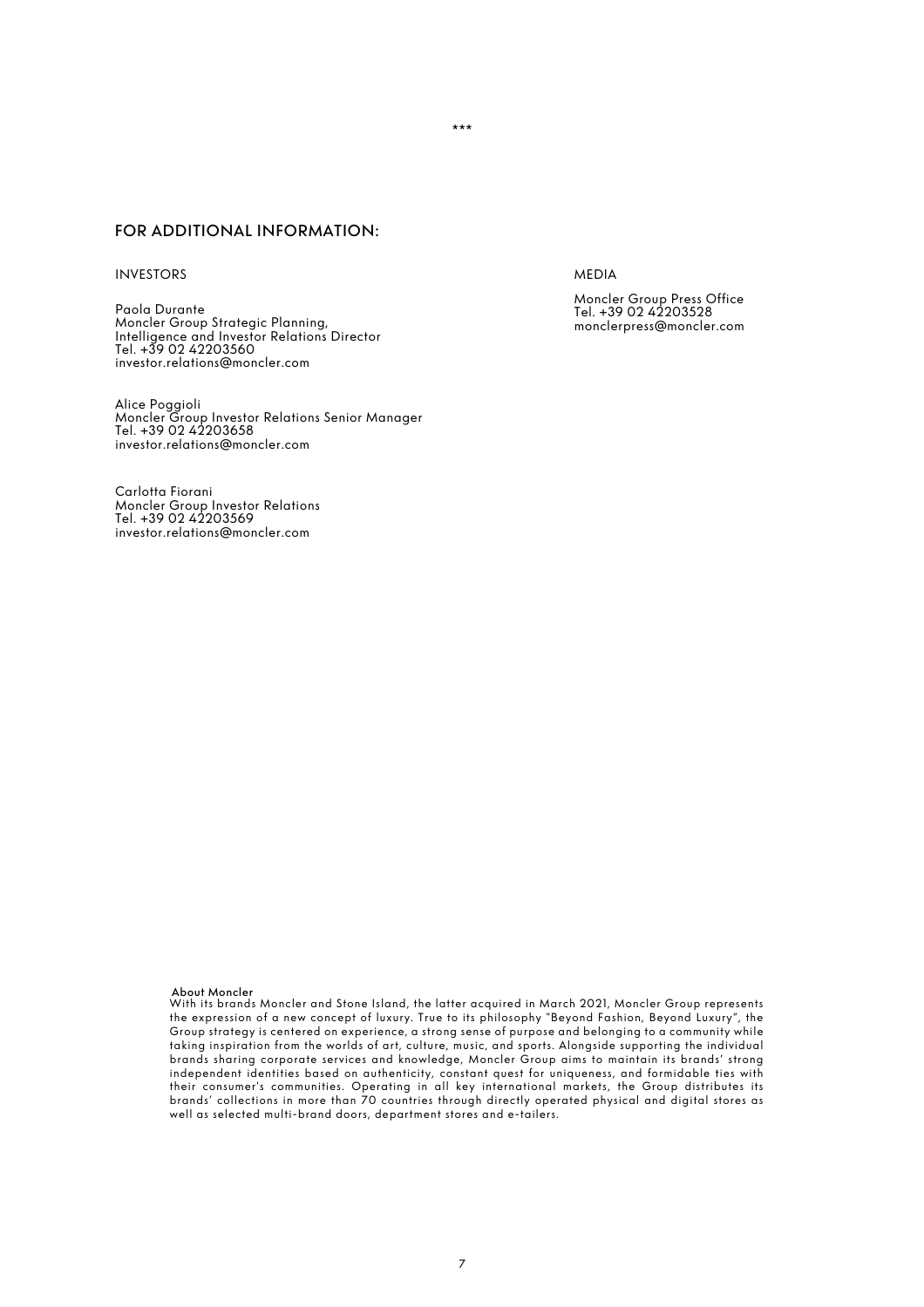***

## FOR ADDITIONAL INFORMATION:

INVESTORS

Paola Durante
Moncler Group Strategic Planning,
Intelligence and Investor Relations Director
Tel. +39 02 42203560
investor.relations@moncler.com

Alice Poggioli
Moncler Group Investor Relations Senior Manager
Tel. +39 02 42203658
investor.relations@moncler.com

Carlotta Fiorani
Moncler Group Investor Relations
Tel. +39 02 42203569
investor.relations@moncler.com

MEDIA

Moncler Group Press Office
Tel. +39 02 42203528
monclerpress@moncler.com

**About Moncler**
With its brands Moncler and Stone Island, the latter acquired in March 2021, Moncler Group represents the expression of a new concept of luxury. True to its philosophy "Beyond Fashion, Beyond Luxury", the Group strategy is centered on experience, a strong sense of purpose and belonging to a community while taking inspiration from the worlds of art, culture, music, and sports. Alongside supporting the individual brands sharing corporate services and knowledge, Moncler Group aims to maintain its brands' strong independent identities based on authenticity, constant quest for uniqueness, and formidable ties with their consumer's communities. Operating in all key international markets, the Group distributes its brands' collections in more than 70 countries through directly operated physical and digital stores as well as selected multi-brand doors, department stores and e-tailers.